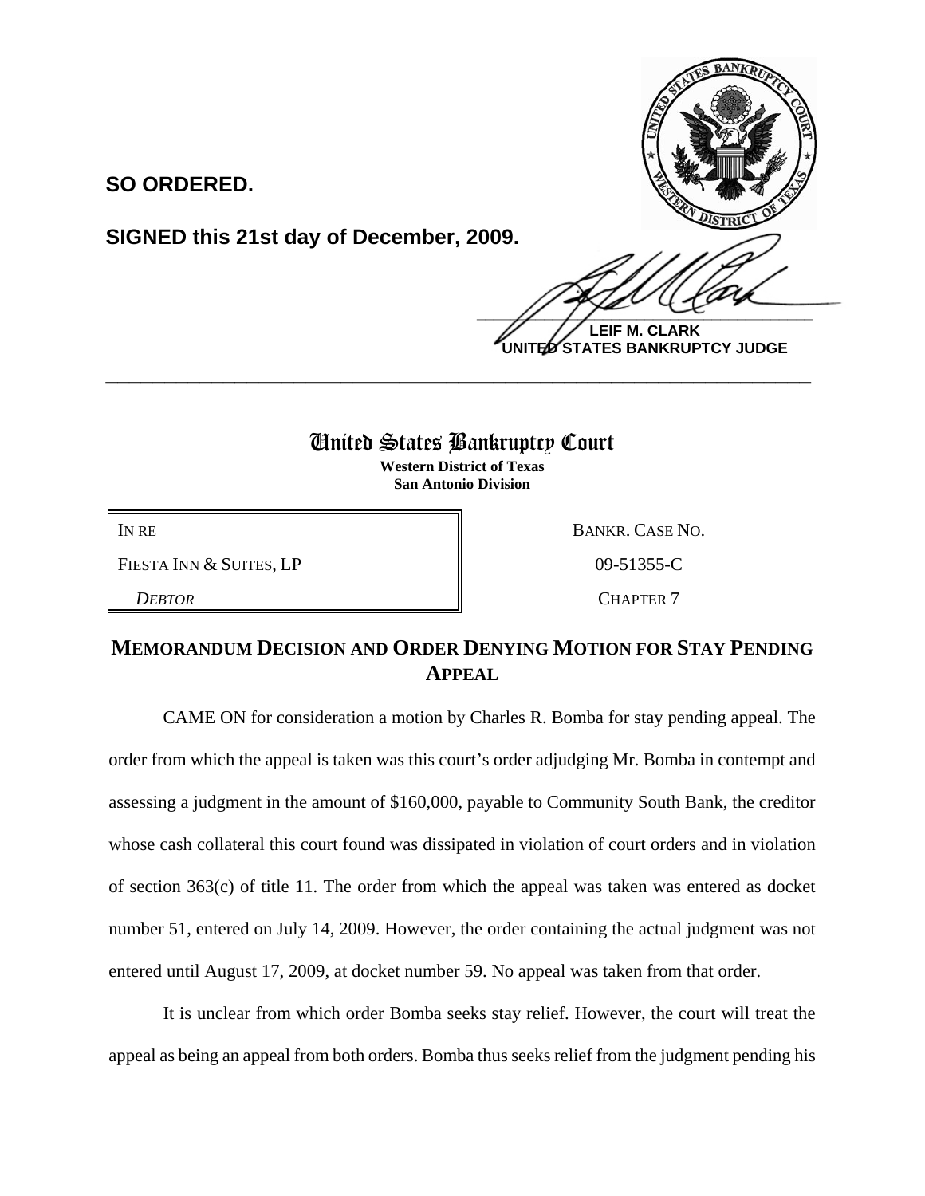**SO ORDERED.**

**SIGNED this 21st day of December, 2009.**

**LEIF M. CLARK**
**UNITED STATES BANKRUPTCY JUDGE**

---

# United States Bankruptcy Court

**Western District of Texas**
**San Antonio Division**

| | |
|---|---|
| IN RE | BANKR. CASE NO. |
| FIESTA INN & SUITES, LP | 09-51355-C |
| *DEBTOR* | CHAPTER 7 |

## MEMORANDUM DECISION AND ORDER DENYING MOTION FOR STAY PENDING APPEAL

CAME ON for consideration a motion by Charles R. Bomba for stay pending appeal. The order from which the appeal is taken was this court's order adjudging Mr. Bomba in contempt and assessing a judgment in the amount of $160,000, payable to Community South Bank, the creditor whose cash collateral this court found was dissipated in violation of court orders and in violation of section 363(c) of title 11. The order from which the appeal was taken was entered as docket number 51, entered on July 14, 2009. However, the order containing the actual judgment was not entered until August 17, 2009, at docket number 59. No appeal was taken from that order.

It is unclear from which order Bomba seeks stay relief. However, the court will treat the appeal as being an appeal from both orders. Bomba thus seeks relief from the judgment pending his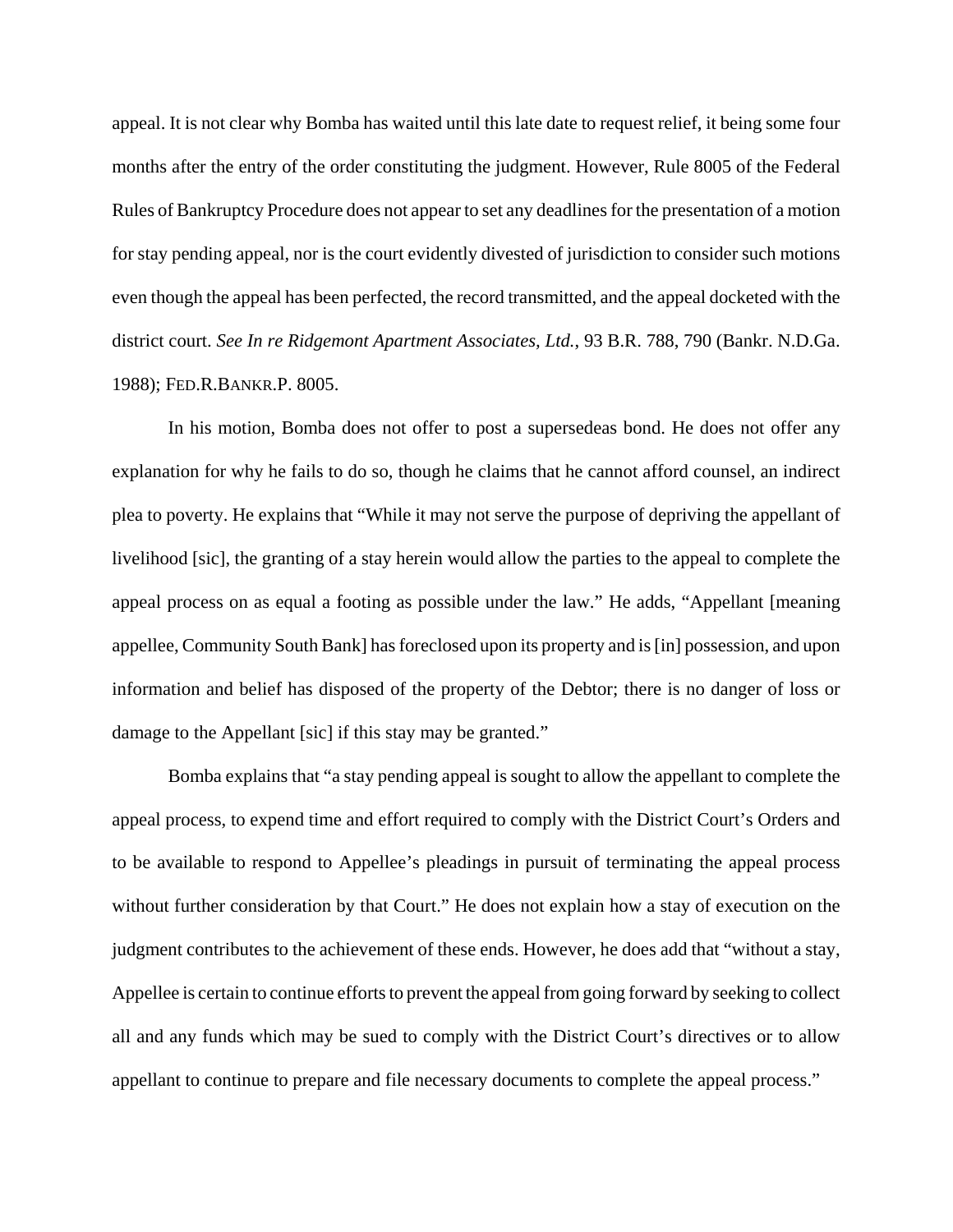appeal. It is not clear why Bomba has waited until this late date to request relief, it being some four months after the entry of the order constituting the judgment. However, Rule 8005 of the Federal Rules of Bankruptcy Procedure does not appear to set any deadlines for the presentation of a motion for stay pending appeal, nor is the court evidently divested of jurisdiction to consider such motions even though the appeal has been perfected, the record transmitted, and the appeal docketed with the district court. *See In re Ridgemont Apartment Associates, Ltd.*, 93 B.R. 788, 790 (Bankr. N.D.Ga. 1988); FED.R.BANKR.P. 8005.

In his motion, Bomba does not offer to post a supersedeas bond. He does not offer any explanation for why he fails to do so, though he claims that he cannot afford counsel, an indirect plea to poverty. He explains that "While it may not serve the purpose of depriving the appellant of livelihood [sic], the granting of a stay herein would allow the parties to the appeal to complete the appeal process on as equal a footing as possible under the law." He adds, "Appellant [meaning appellee, Community South Bank] has foreclosed upon its property and is [in] possession, and upon information and belief has disposed of the property of the Debtor; there is no danger of loss or damage to the Appellant [sic] if this stay may be granted."

Bomba explains that "a stay pending appeal is sought to allow the appellant to complete the appeal process, to expend time and effort required to comply with the District Court's Orders and to be available to respond to Appellee's pleadings in pursuit of terminating the appeal process without further consideration by that Court." He does not explain how a stay of execution on the judgment contributes to the achievement of these ends. However, he does add that "without a stay, Appellee is certain to continue efforts to prevent the appeal from going forward by seeking to collect all and any funds which may be sued to comply with the District Court's directives or to allow appellant to continue to prepare and file necessary documents to complete the appeal process."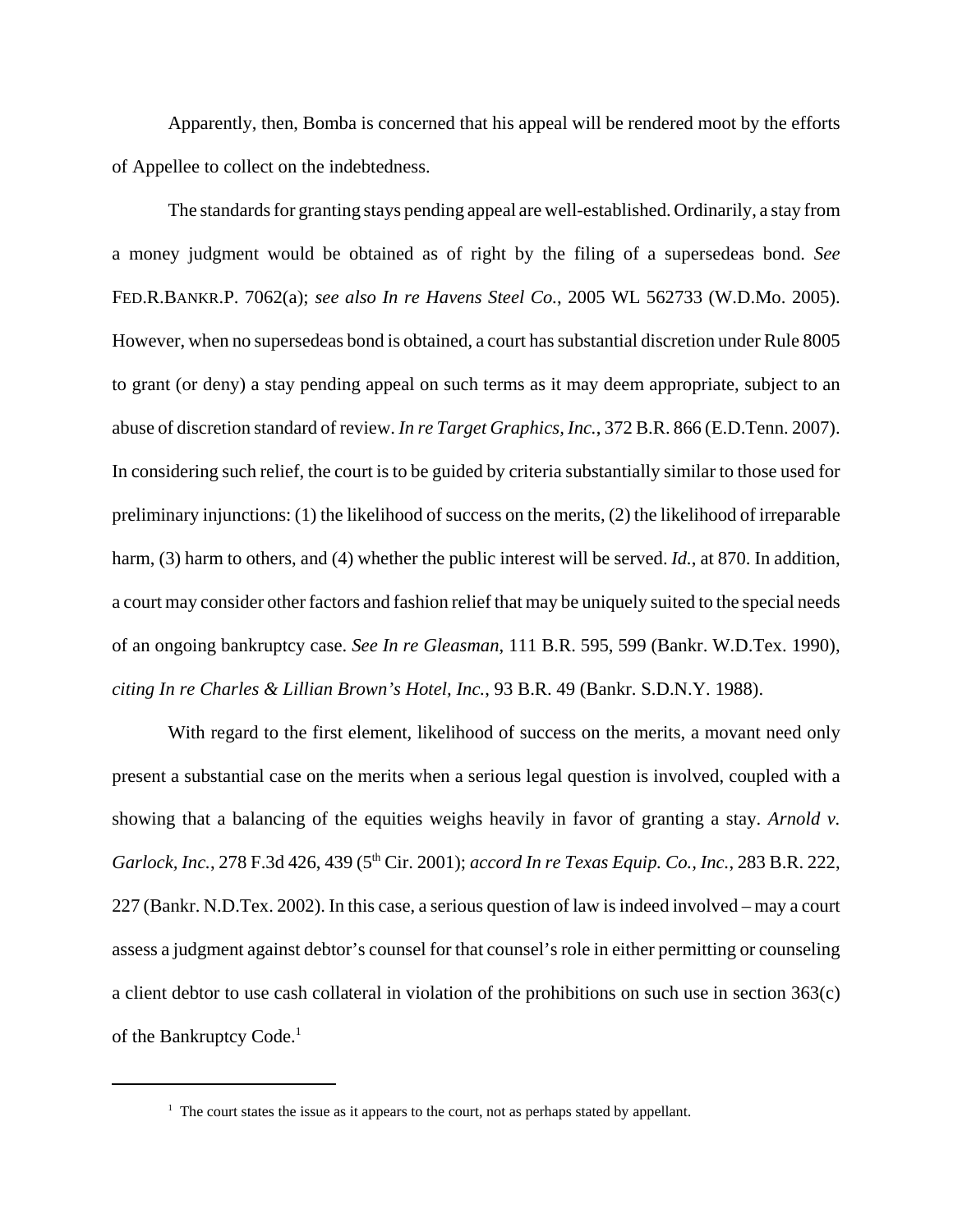Apparently, then, Bomba is concerned that his appeal will be rendered moot by the efforts of Appellee to collect on the indebtedness.

The standards for granting stays pending appeal are well-established. Ordinarily, a stay from a money judgment would be obtained as of right by the filing of a supersedeas bond. *See* FED.R.BANKR.P. 7062(a); *see also In re Havens Steel Co.*, 2005 WL 562733 (W.D.Mo. 2005). However, when no supersedeas bond is obtained, a court has substantial discretion under Rule 8005 to grant (or deny) a stay pending appeal on such terms as it may deem appropriate, subject to an abuse of discretion standard of review. *In re Target Graphics, Inc.*, 372 B.R. 866 (E.D.Tenn. 2007). In considering such relief, the court is to be guided by criteria substantially similar to those used for preliminary injunctions: (1) the likelihood of success on the merits, (2) the likelihood of irreparable harm, (3) harm to others, and (4) whether the public interest will be served. *Id.*, at 870. In addition, a court may consider other factors and fashion relief that may be uniquely suited to the special needs of an ongoing bankruptcy case. *See In re Gleasman*, 111 B.R. 595, 599 (Bankr. W.D.Tex. 1990), *citing In re Charles & Lillian Brown's Hotel, Inc.*, 93 B.R. 49 (Bankr. S.D.N.Y. 1988).

With regard to the first element, likelihood of success on the merits, a movant need only present a substantial case on the merits when a serious legal question is involved, coupled with a showing that a balancing of the equities weighs heavily in favor of granting a stay. *Arnold v. Garlock, Inc.*, 278 F.3d 426, 439 (5th Cir. 2001); *accord In re Texas Equip. Co., Inc.*, 283 B.R. 222, 227 (Bankr. N.D.Tex. 2002). In this case, a serious question of law is indeed involved – may a court assess a judgment against debtor's counsel for that counsel's role in either permitting or counseling a client debtor to use cash collateral in violation of the prohibitions on such use in section 363(c) of the Bankruptcy Code.[1]

---

[1] The court states the issue as it appears to the court, not as perhaps stated by appellant.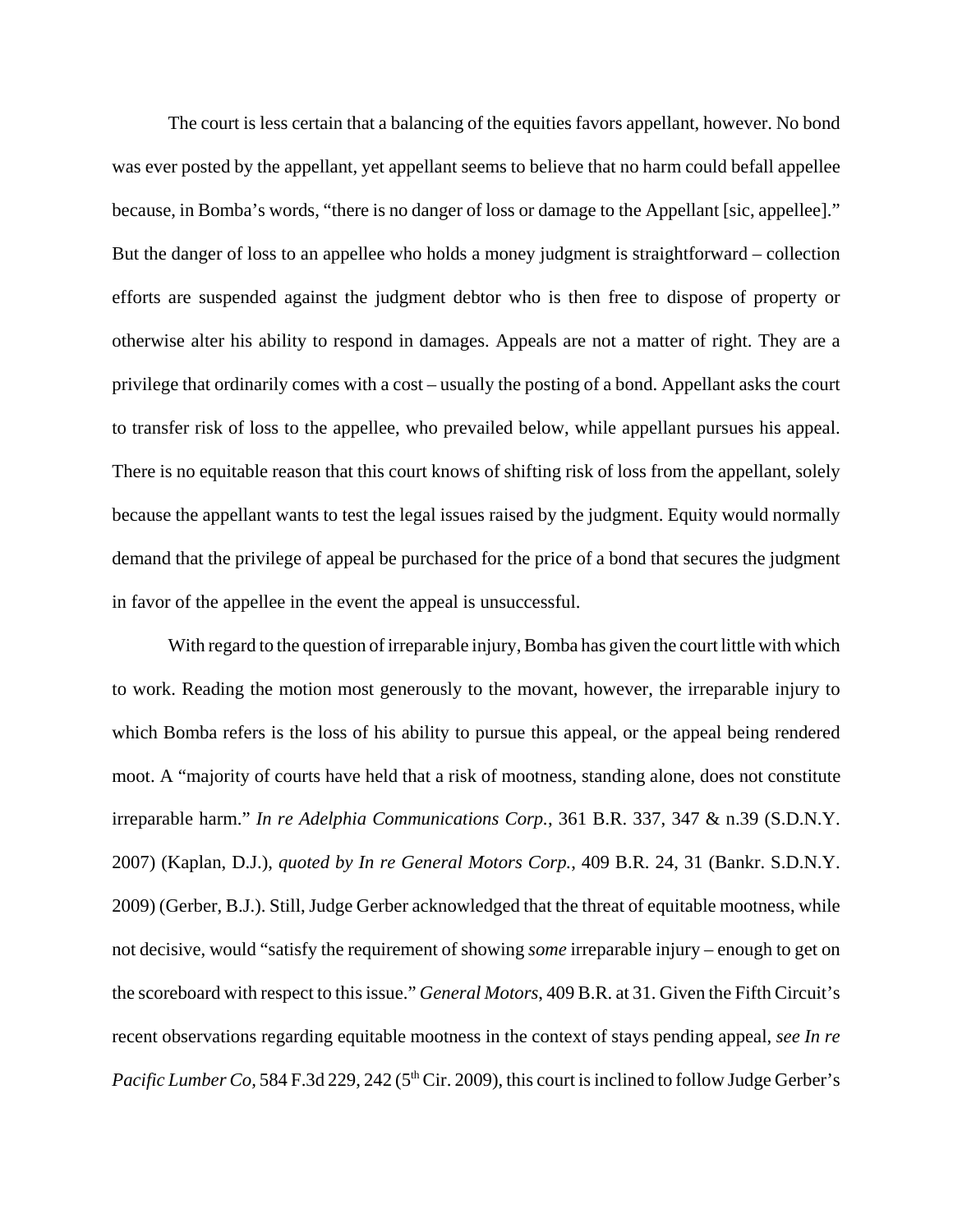The court is less certain that a balancing of the equities favors appellant, however. No bond was ever posted by the appellant, yet appellant seems to believe that no harm could befall appellee because, in Bomba's words, "there is no danger of loss or damage to the Appellant [sic, appellee]." But the danger of loss to an appellee who holds a money judgment is straightforward – collection efforts are suspended against the judgment debtor who is then free to dispose of property or otherwise alter his ability to respond in damages. Appeals are not a matter of right. They are a privilege that ordinarily comes with a cost – usually the posting of a bond. Appellant asks the court to transfer risk of loss to the appellee, who prevailed below, while appellant pursues his appeal. There is no equitable reason that this court knows of shifting risk of loss from the appellant, solely because the appellant wants to test the legal issues raised by the judgment. Equity would normally demand that the privilege of appeal be purchased for the price of a bond that secures the judgment in favor of the appellee in the event the appeal is unsuccessful.

With regard to the question of irreparable injury, Bomba has given the court little with which to work. Reading the motion most generously to the movant, however, the irreparable injury to which Bomba refers is the loss of his ability to pursue this appeal, or the appeal being rendered moot. A "majority of courts have held that a risk of mootness, standing alone, does not constitute irreparable harm." *In re Adelphia Communications Corp.*, 361 B.R. 337, 347 & n.39 (S.D.N.Y. 2007) (Kaplan, D.J.), *quoted by In re General Motors Corp.*, 409 B.R. 24, 31 (Bankr. S.D.N.Y. 2009) (Gerber, B.J.). Still, Judge Gerber acknowledged that the threat of equitable mootness, while not decisive, would "satisfy the requirement of showing *some* irreparable injury – enough to get on the scoreboard with respect to this issue." *General Motors*, 409 B.R. at 31. Given the Fifth Circuit's recent observations regarding equitable mootness in the context of stays pending appeal, *see In re Pacific Lumber Co*, 584 F.3d 229, 242 (5th Cir. 2009), this court is inclined to follow Judge Gerber's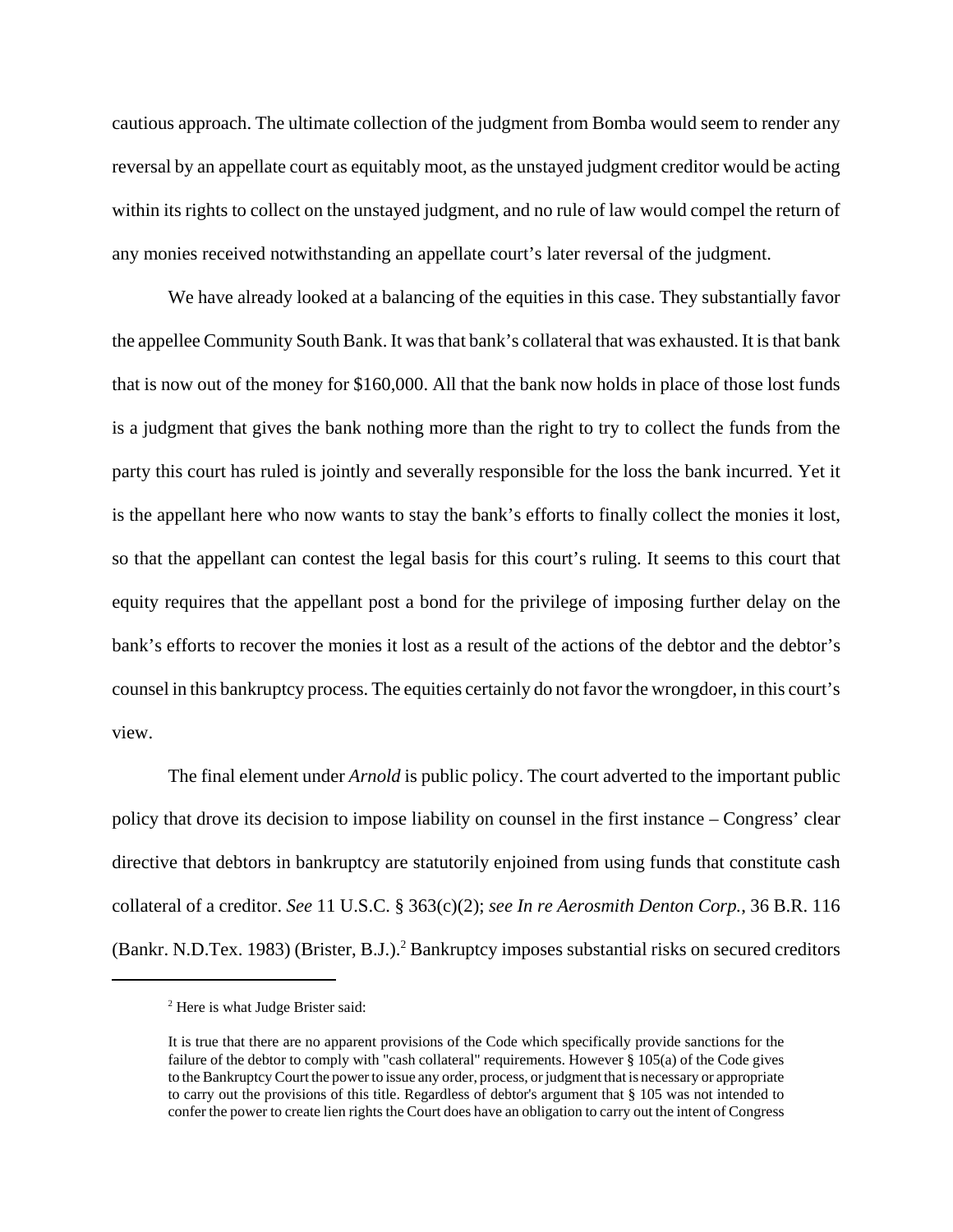cautious approach. The ultimate collection of the judgment from Bomba would seem to render any reversal by an appellate court as equitably moot, as the unstayed judgment creditor would be acting within its rights to collect on the unstayed judgment, and no rule of law would compel the return of any monies received notwithstanding an appellate court's later reversal of the judgment.

We have already looked at a balancing of the equities in this case. They substantially favor the appellee Community South Bank. It was that bank's collateral that was exhausted. It is that bank that is now out of the money for $160,000. All that the bank now holds in place of those lost funds is a judgment that gives the bank nothing more than the right to try to collect the funds from the party this court has ruled is jointly and severally responsible for the loss the bank incurred. Yet it is the appellant here who now wants to stay the bank's efforts to finally collect the monies it lost, so that the appellant can contest the legal basis for this court's ruling. It seems to this court that equity requires that the appellant post a bond for the privilege of imposing further delay on the bank's efforts to recover the monies it lost as a result of the actions of the debtor and the debtor's counsel in this bankruptcy process. The equities certainly do not favor the wrongdoer, in this court's view.

The final element under *Arnold* is public policy. The court adverted to the important public policy that drove its decision to impose liability on counsel in the first instance – Congress' clear directive that debtors in bankruptcy are statutorily enjoined from using funds that constitute cash collateral of a creditor. *See* 11 U.S.C. § 363(c)(2); *see In re Aerosmith Denton Corp.*, 36 B.R. 116 (Bankr. N.D.Tex. 1983) (Brister, B.J.).[2] Bankruptcy imposes substantial risks on secured creditors

---

[2] Here is what Judge Brister said:

It is true that there are no apparent provisions of the Code which specifically provide sanctions for the failure of the debtor to comply with "cash collateral" requirements. However § 105(a) of the Code gives to the Bankruptcy Court the power to issue any order, process, or judgment that is necessary or appropriate to carry out the provisions of this title. Regardless of debtor's argument that § 105 was not intended to confer the power to create lien rights the Court does have an obligation to carry out the intent of Congress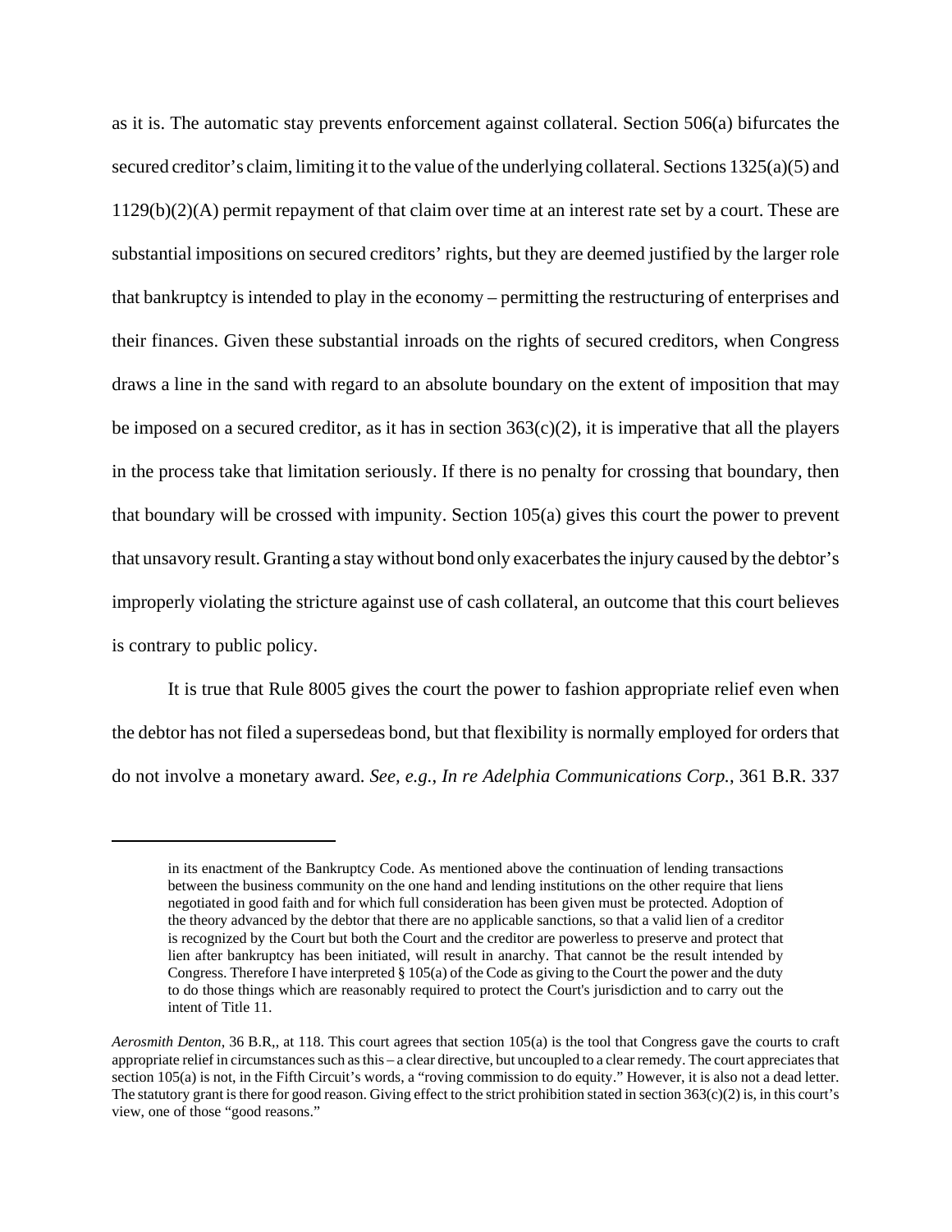as it is. The automatic stay prevents enforcement against collateral. Section 506(a) bifurcates the secured creditor's claim, limiting it to the value of the underlying collateral. Sections 1325(a)(5) and 1129(b)(2)(A) permit repayment of that claim over time at an interest rate set by a court. These are substantial impositions on secured creditors' rights, but they are deemed justified by the larger role that bankruptcy is intended to play in the economy – permitting the restructuring of enterprises and their finances. Given these substantial inroads on the rights of secured creditors, when Congress draws a line in the sand with regard to an absolute boundary on the extent of imposition that may be imposed on a secured creditor, as it has in section 363(c)(2), it is imperative that all the players in the process take that limitation seriously. If there is no penalty for crossing that boundary, then that boundary will be crossed with impunity. Section 105(a) gives this court the power to prevent that unsavory result. Granting a stay without bond only exacerbates the injury caused by the debtor's improperly violating the stricture against use of cash collateral, an outcome that this court believes is contrary to public policy.

It is true that Rule 8005 gives the court the power to fashion appropriate relief even when the debtor has not filed a supersedeas bond, but that flexibility is normally employed for orders that do not involve a monetary award. *See, e.g.*, *In re Adelphia Communications Corp.*, 361 B.R. 337

---

> in its enactment of the Bankruptcy Code. As mentioned above the continuation of lending transactions between the business community on the one hand and lending institutions on the other require that liens negotiated in good faith and for which full consideration has been given must be protected. Adoption of the theory advanced by the debtor that there are no applicable sanctions, so that a valid lien of a creditor is recognized by the Court but both the Court and the creditor are powerless to preserve and protect that lien after bankruptcy has been initiated, will result in anarchy. That cannot be the result intended by Congress. Therefore I have interpreted § 105(a) of the Code as giving to the Court the power and the duty to do those things which are reasonably required to protect the Court's jurisdiction and to carry out the intent of Title 11.

*Aerosmith Denton*, 36 B.R,, at 118. This court agrees that section 105(a) is the tool that Congress gave the courts to craft appropriate relief in circumstances such as this – a clear directive, but uncoupled to a clear remedy. The court appreciates that section 105(a) is not, in the Fifth Circuit's words, a "roving commission to do equity." However, it is also not a dead letter. The statutory grant is there for good reason. Giving effect to the strict prohibition stated in section 363(c)(2) is, in this court's view, one of those "good reasons."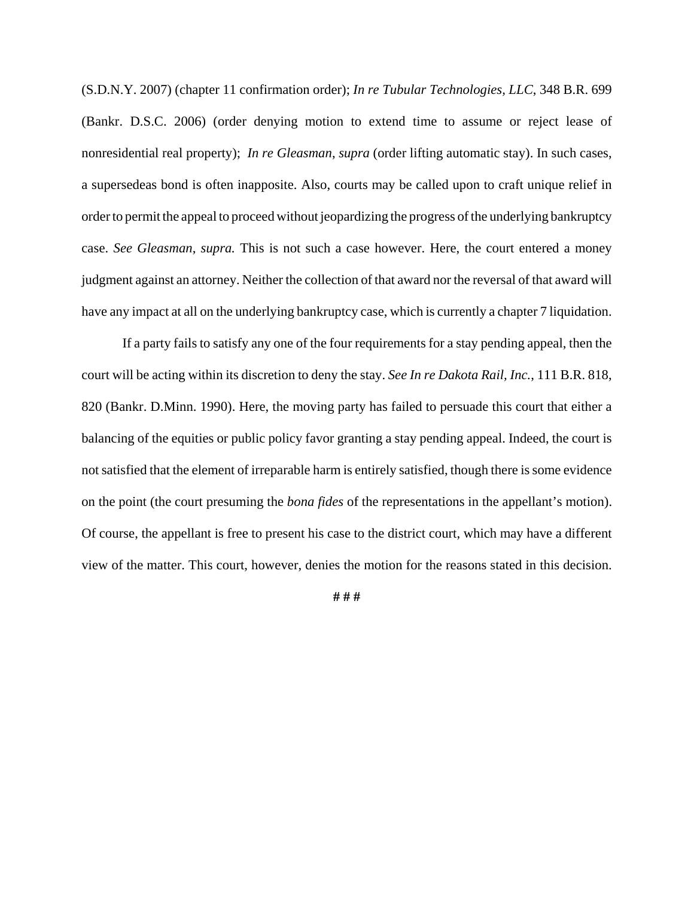(S.D.N.Y. 2007) (chapter 11 confirmation order); *In re Tubular Technologies, LLC*, 348 B.R. 699 (Bankr. D.S.C. 2006) (order denying motion to extend time to assume or reject lease of nonresidential real property); *In re Gleasman*, *supra* (order lifting automatic stay). In such cases, a supersedeas bond is often inapposite. Also, courts may be called upon to craft unique relief in order to permit the appeal to proceed without jeopardizing the progress of the underlying bankruptcy case. *See Gleasman*, *supra.* This is not such a case however. Here, the court entered a money judgment against an attorney. Neither the collection of that award nor the reversal of that award will have any impact at all on the underlying bankruptcy case, which is currently a chapter 7 liquidation.

If a party fails to satisfy any one of the four requirements for a stay pending appeal, then the court will be acting within its discretion to deny the stay. *See In re Dakota Rail, Inc.*, 111 B.R. 818, 820 (Bankr. D.Minn. 1990). Here, the moving party has failed to persuade this court that either a balancing of the equities or public policy favor granting a stay pending appeal. Indeed, the court is not satisfied that the element of irreparable harm is entirely satisfied, though there is some evidence on the point (the court presuming the *bona fides* of the representations in the appellant's motion). Of course, the appellant is free to present his case to the district court, which may have a different view of the matter. This court, however, denies the motion for the reasons stated in this decision.

# # #